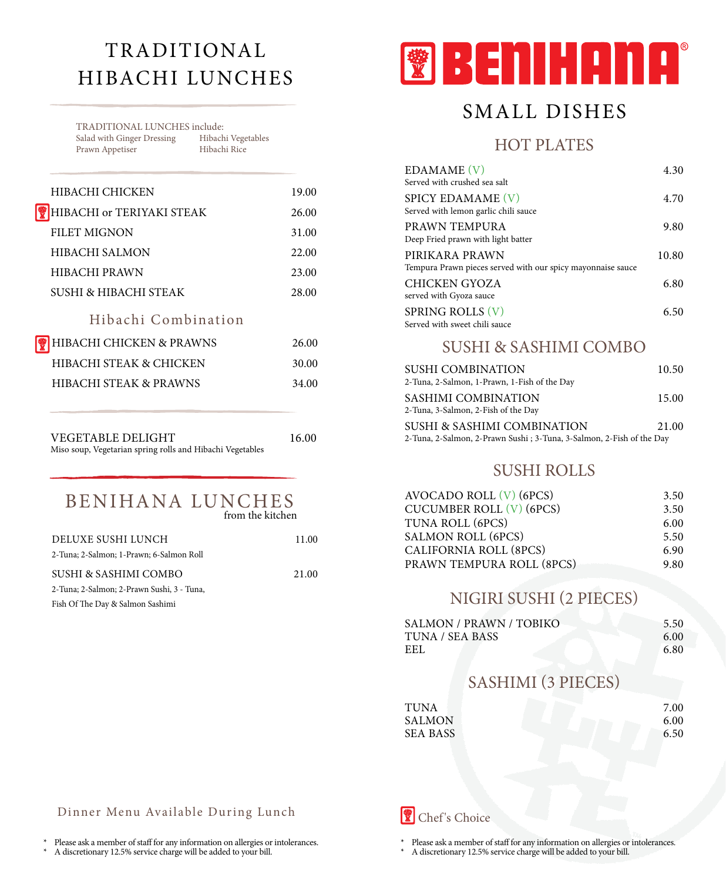# TRADITIONAL HIBACHI LUNCHES

TRADITIONAL LUNCHES include:

- Salad with Ginger Dressing
- Hibachi Vegetables
- Prawn Appetiser
- Hibachi Rice

| Item | Price |
| --- | --- |
| HIBACHI CHICKEN | 19.00 |
| HIBACHI or TERIYAKI STEAK (Chef's Choice) | 26.00 |
| FILET MIGNON | 31.00 |
| HIBACHI SALMON | 22.00 |
| HIBACHI PRAWN | 23.00 |
| SUSHI & HIBACHI STEAK | 28.00 |

## Hibachi Combination

| Item | Price |
| --- | --- |
| HIBACHI CHICKEN & PRAWNS (Chef's Choice) | 26.00 |
| HIBACHI STEAK & CHICKEN | 30.00 |
| HIBACHI STEAK & PRAWNS | 34.00 |

VEGETABLE DELIGHT — 16.00
Miso soup, Vegetarian spring rolls and Hibachi Vegetables

# BENIHANA LUNCHES
from the kitchen

DELUXE SUSHI LUNCH — 11.00
2-Tuna; 2-Salmon; 1-Prawn; 6-Salmon Roll

SUSHI & SASHIMI COMBO — 21.00
2-Tuna; 2-Salmon; 2-Prawn Sushi, 3 - Tuna, Fish Of The Day & Salmon Sashimi

Dinner Menu Available During Lunch

* Please ask a member of staff for any information on allergies or intolerances.
* A discretionary 12.5% service charge will be added to your bill.

# BENIHANA®

# SMALL DISHES

## HOT PLATES

EDAMAME (V) — 4.30
Served with crushed sea salt

SPICY EDAMAME (V) — 4.70
Served with lemon garlic chili sauce

PRAWN TEMPURA — 9.80
Deep Fried prawn with light batter

PIRIKARA PRAWN — 10.80
Tempura Prawn pieces served with our spicy mayonnaise sauce

CHICKEN GYOZA — 6.80
served with Gyoza sauce

SPRING ROLLS (V) — 6.50
Served with sweet chili sauce

## SUSHI & SASHIMI COMBO

SUSHI COMBINATION — 10.50
2-Tuna, 2-Salmon, 1-Prawn, 1-Fish of the Day

SASHIMI COMBINATION — 15.00
2-Tuna, 3-Salmon, 2-Fish of the Day

SUSHI & SASHIMI COMBINATION — 21.00
2-Tuna, 2-Salmon, 2-Prawn Sushi ; 3-Tuna, 3-Salmon, 2-Fish of the Day

## SUSHI ROLLS

| Item | Price |
| --- | --- |
| AVOCADO ROLL (V) (6PCS) | 3.50 |
| CUCUMBER ROLL (V) (6PCS) | 3.50 |
| TUNA ROLL (6PCS) | 6.00 |
| SALMON ROLL (6PCS) | 5.50 |
| CALIFORNIA ROLL (8PCS) | 6.90 |
| PRAWN TEMPURA ROLL (8PCS) | 9.80 |

## NIGIRI SUSHI (2 PIECES)

| Item | Price |
| --- | --- |
| SALMON / PRAWN / TOBIKO | 5.50 |
| TUNA / SEA BASS | 6.00 |
| EEL | 6.80 |

## SASHIMI (3 PIECES)

| Item | Price |
| --- | --- |
| TUNA | 7.00 |
| SALMON | 6.00 |
| SEA BASS | 6.50 |

Chef's Choice

* Please ask a member of staff for any information on allergies or intolerances.
* A discretionary 12.5% service charge will be added to your bill.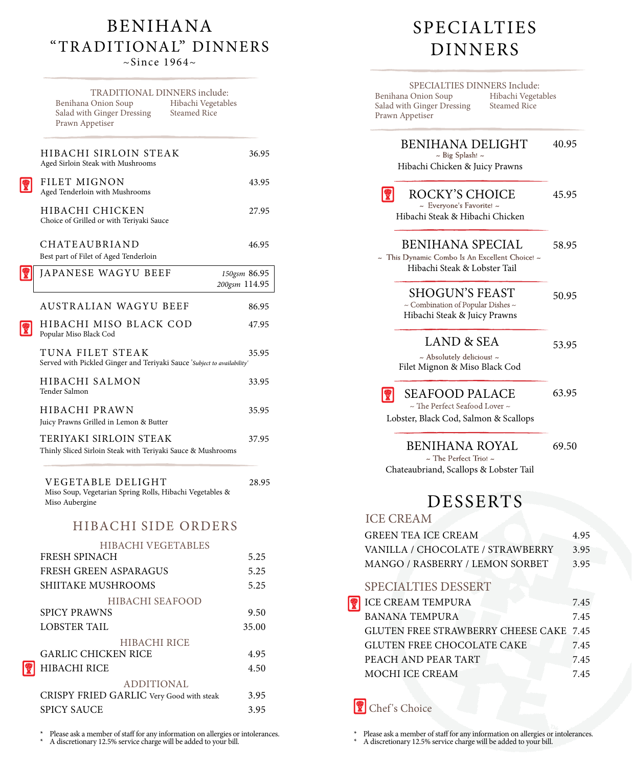# BENIHANA "TRADITIONAL" DINNERS

~Since 1964~

TRADITIONAL DINNERS include:
Benihana Onion Soup
Salad with Ginger Dressing
Prawn Appetiser
Hibachi Vegetables
Steamed Rice

| | |
|---|---|
| **HIBACHI SIRLOIN STEAK**<br>Aged Sirloin Steak with Mushrooms | 36.95 |
| **FILET MIGNON** (Chef's Choice)<br>Aged Tenderloin with Mushrooms | 43.95 |
| **HIBACHI CHICKEN**<br>Choice of Grilled or with Teriyaki Sauce | 27.95 |
| **CHATEAUBRIAND**<br>Best part of Filet of Aged Tenderloin | 46.95 |
| **JAPANESE WAGYU BEEF** (Chef's Choice) | *150gsm* 86.95<br>*200gsm* 114.95 |
| **AUSTRALIAN WAGYU BEEF** | 86.95 |
| **HIBACHI MISO BLACK COD** (Chef's Choice)<br>Popular Miso Black Cod | 47.95 |
| **TUNA FILET STEAK**<br>Served with Pickled Ginger and Teriyaki Sauce *'Subject to availability'* | 35.95 |
| **HIBACHI SALMON**<br>Tender Salmon | 33.95 |
| **HIBACHI PRAWN**<br>Juicy Prawns Grilled in Lemon & Butter | 35.95 |
| **TERIYAKI SIRLOIN STEAK**<br>Thinly Sliced Sirloin Steak with Teriyaki Sauce & Mushrooms | 37.95 |
| **VEGETABLE DELIGHT**<br>Miso Soup, Vegetarian Spring Rolls, Hibachi Vegetables & Miso Aubergine | 28.95 |

## HIBACHI SIDE ORDERS

### HIBACHI VEGETABLES

| | |
|---|---|
| FRESH SPINACH | 5.25 |
| FRESH GREEN ASPARAGUS | 5.25 |
| SHIITAKE MUSHROOMS | 5.25 |

### HIBACHI SEAFOOD

| | |
|---|---|
| SPICY PRAWNS | 9.50 |
| LOBSTER TAIL | 35.00 |

### HIBACHI RICE

| | |
|---|---|
| GARLIC CHICKEN RICE | 4.95 |
| HIBACHI RICE (Chef's Choice) | 4.50 |

### ADDITIONAL

| | |
|---|---|
| CRISPY FRIED GARLIC Very Good with steak | 3.95 |
| SPICY SAUCE | 3.95 |

\* Please ask a member of staff for any information on allergies or intolerances.
\* A discretionary 12.5% service charge will be added to your bill.

# SPECIALTIES DINNERS

SPECIALTIES DINNERS Include:
Benihana Onion Soup
Salad with Ginger Dressing
Prawn Appetiser
Hibachi Vegetables
Steamed Rice

| | |
|---|---|
| **BENIHANA DELIGHT**<br>~ Big Splash! ~<br>Hibachi Chicken & Juicy Prawns | 40.95 |
| **ROCKY'S CHOICE** (Chef's Choice)<br>~ Everyone's Favorite! ~<br>Hibachi Steak & Hibachi Chicken | 45.95 |
| **BENIHANA SPECIAL**<br>~ This Dynamic Combo Is An Excellent Choice! ~<br>Hibachi Steak & Lobster Tail | 58.95 |
| **SHOGUN'S FEAST**<br>~ Combination of Popular Dishes ~<br>Hibachi Steak & Juicy Prawns | 50.95 |
| **LAND & SEA**<br>~ Absolutely delicious! ~<br>Filet Mignon & Miso Black Cod | 53.95 |
| **SEAFOOD PALACE** (Chef's Choice)<br>~ The Perfect Seafood Lover ~<br>Lobster, Black Cod, Salmon & Scallops | 63.95 |
| **BENIHANA ROYAL**<br>~ The Perfect Trio! ~<br>Chateaubriand, Scallops & Lobster Tail | 69.50 |

# DESSERTS

## ICE CREAM

| | |
|---|---|
| GREEN TEA ICE CREAM | 4.95 |
| VANILLA / CHOCOLATE / STRAWBERRY | 3.95 |
| MANGO / RASBERRY / LEMON SORBET | 3.95 |

## SPECIALTIES DESSERT

| | |
|---|---|
| ICE CREAM TEMPURA (Chef's Choice) | 7.45 |
| BANANA TEMPURA | 7.45 |
| GLUTEN FREE STRAWBERRY CHEESE CAKE | 7.45 |
| GLUTEN FREE CHOCOLATE CAKE | 7.45 |
| PEACH AND PEAR TART | 7.45 |
| MOCHI ICE CREAM | 7.45 |

Chef's Choice

\* Please ask a member of staff for any information on allergies or intolerances.
\* A discretionary 12.5% service charge will be added to your bill.